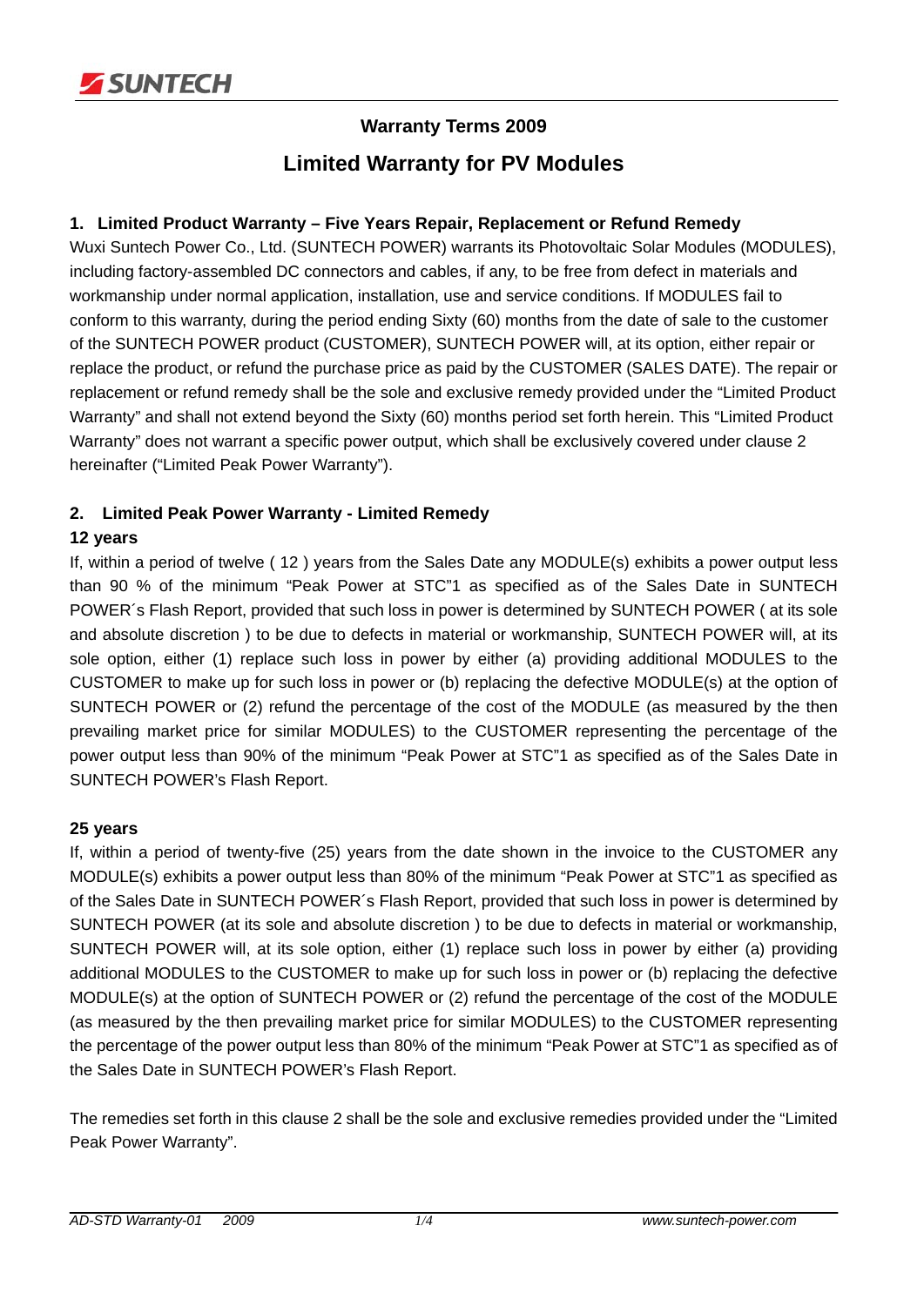# Warranty Terms 2009

## Limited Warranty for PV Modules

### 1. Limited Product Warranty – Five Years Repair, Replacement or Refund Remedy

Wuxi Suntech Power Co., Ltd. (SUNTECH POWER) warrants its Photovoltaic Solar Modules (MODULES), including factory-assembled DC connectors and cables, if any, to be free from defect in materials and workmanship under normal application, installation, use and service conditions. If MODULES fail to conform to this warranty, during the period ending Sixty (60) months from the date of sale to the customer of the SUNTECH POWER product (CUSTOMER), SUNTECH POWER will, at its option, either repair or replace the product, or refund the purchase price as paid by the CUSTOMER (SALES DATE). The repair or replacement or refund remedy shall be the sole and exclusive remedy provided under the "Limited Product Warranty" and shall not extend beyond the Sixty (60) months period set forth herein. This "Limited Product Warranty" does not warrant a specific power output, which shall be exclusively covered under clause 2 hereinafter ("Limited Peak Power Warranty").

### 2. Limited Peak Power Warranty - Limited Remedy

**12 years**

If, within a period of twelve ( 12 ) years from the Sales Date any MODULE(s) exhibits a power output less than 90 % of the minimum "Peak Power at STC"1 as specified as of the Sales Date in SUNTECH POWER´s Flash Report, provided that such loss in power is determined by SUNTECH POWER ( at its sole and absolute discretion ) to be due to defects in material or workmanship, SUNTECH POWER will, at its sole option, either (1) replace such loss in power by either (a) providing additional MODULES to the CUSTOMER to make up for such loss in power or (b) replacing the defective MODULE(s) at the option of SUNTECH POWER or (2) refund the percentage of the cost of the MODULE (as measured by the then prevailing market price for similar MODULES) to the CUSTOMER representing the percentage of the power output less than 90% of the minimum "Peak Power at STC"1 as specified as of the Sales Date in SUNTECH POWER's Flash Report.

**25 years**

If, within a period of twenty-five (25) years from the date shown in the invoice to the CUSTOMER any MODULE(s) exhibits a power output less than 80% of the minimum "Peak Power at STC"1 as specified as of the Sales Date in SUNTECH POWER´s Flash Report, provided that such loss in power is determined by SUNTECH POWER (at its sole and absolute discretion ) to be due to defects in material or workmanship, SUNTECH POWER will, at its sole option, either (1) replace such loss in power by either (a) providing additional MODULES to the CUSTOMER to make up for such loss in power or (b) replacing the defective MODULE(s) at the option of SUNTECH POWER or (2) refund the percentage of the cost of the MODULE (as measured by the then prevailing market price for similar MODULES) to the CUSTOMER representing the percentage of the power output less than 80% of the minimum "Peak Power at STC"1 as specified as of the Sales Date in SUNTECH POWER's Flash Report.

The remedies set forth in this clause 2 shall be the sole and exclusive remedies provided under the "Limited Peak Power Warranty".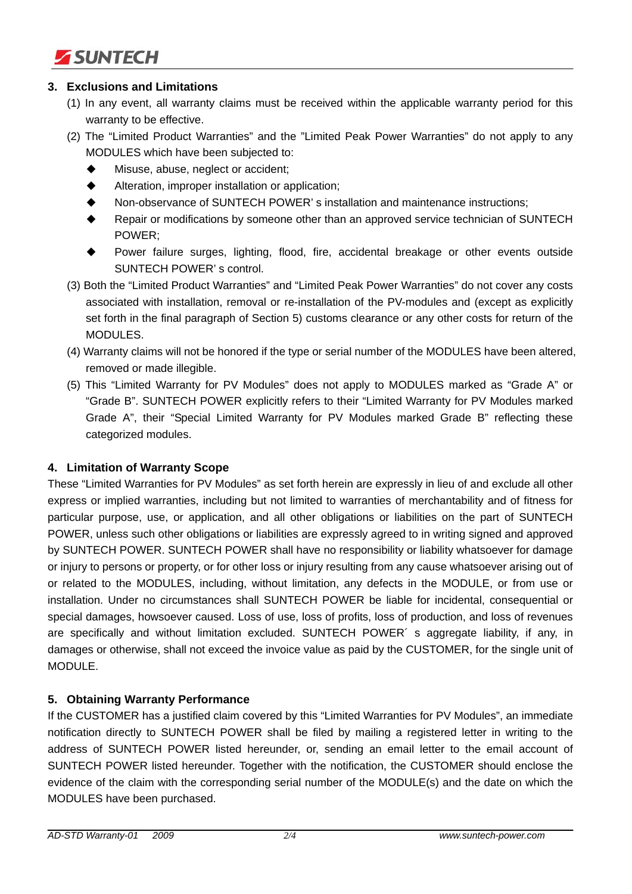### 3. Exclusions and Limitations

(1) In any event, all warranty claims must be received within the applicable warranty period for this warranty to be effective.

(2) The "Limited Product Warranties" and the "Limited Peak Power Warranties" do not apply to any MODULES which have been subjected to:

- Misuse, abuse, neglect or accident;
- Alteration, improper installation or application;
- Non-observance of SUNTECH POWER' s installation and maintenance instructions;
- Repair or modifications by someone other than an approved service technician of SUNTECH POWER;
- Power failure surges, lighting, flood, fire, accidental breakage or other events outside SUNTECH POWER' s control.

(3) Both the "Limited Product Warranties" and "Limited Peak Power Warranties" do not cover any costs associated with installation, removal or re-installation of the PV-modules and (except as explicitly set forth in the final paragraph of Section 5) customs clearance or any other costs for return of the MODULES.

(4) Warranty claims will not be honored if the type or serial number of the MODULES have been altered, removed or made illegible.

(5) This "Limited Warranty for PV Modules" does not apply to MODULES marked as "Grade A" or "Grade B". SUNTECH POWER explicitly refers to their "Limited Warranty for PV Modules marked Grade A", their "Special Limited Warranty for PV Modules marked Grade B" reflecting these categorized modules.

### 4. Limitation of Warranty Scope

These "Limited Warranties for PV Modules" as set forth herein are expressly in lieu of and exclude all other express or implied warranties, including but not limited to warranties of merchantability and of fitness for particular purpose, use, or application, and all other obligations or liabilities on the part of SUNTECH POWER, unless such other obligations or liabilities are expressly agreed to in writing signed and approved by SUNTECH POWER. SUNTECH POWER shall have no responsibility or liability whatsoever for damage or injury to persons or property, or for other loss or injury resulting from any cause whatsoever arising out of or related to the MODULES, including, without limitation, any defects in the MODULE, or from use or installation. Under no circumstances shall SUNTECH POWER be liable for incidental, consequential or special damages, howsoever caused. Loss of use, loss of profits, loss of production, and loss of revenues are specifically and without limitation excluded. SUNTECH POWER´ s aggregate liability, if any, in damages or otherwise, shall not exceed the invoice value as paid by the CUSTOMER, for the single unit of MODULE.

### 5. Obtaining Warranty Performance

If the CUSTOMER has a justified claim covered by this "Limited Warranties for PV Modules", an immediate notification directly to SUNTECH POWER shall be filed by mailing a registered letter in writing to the address of SUNTECH POWER listed hereunder, or, sending an email letter to the email account of SUNTECH POWER listed hereunder. Together with the notification, the CUSTOMER should enclose the evidence of the claim with the corresponding serial number of the MODULE(s) and the date on which the MODULES have been purchased.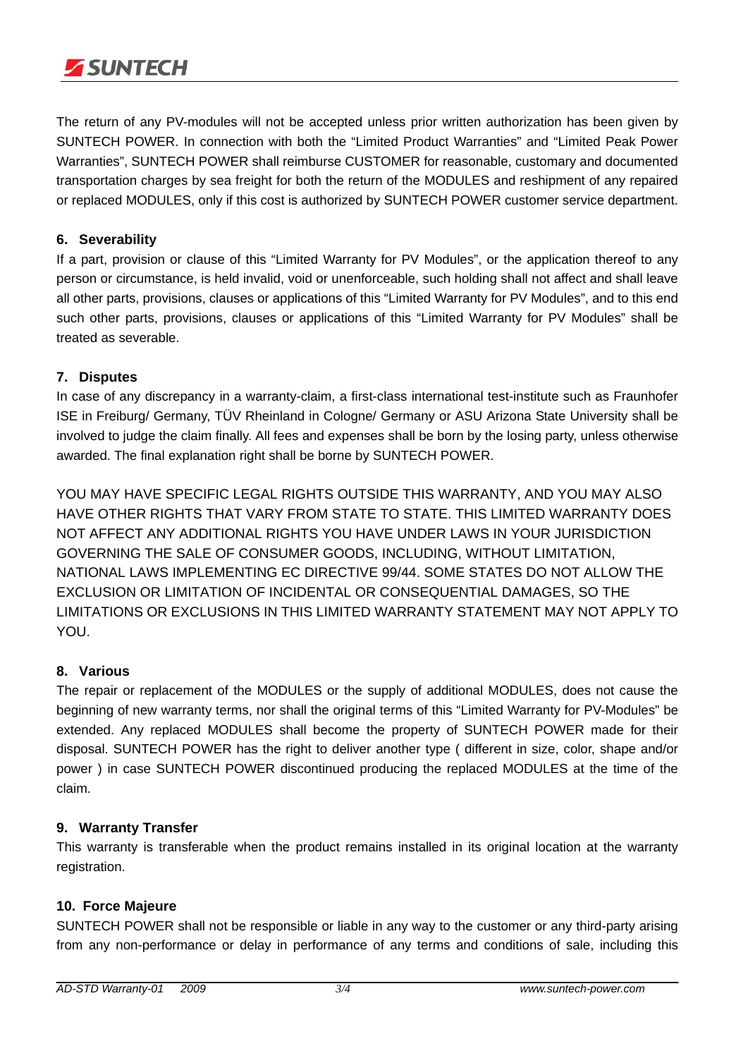The return of any PV-modules will not be accepted unless prior written authorization has been given by SUNTECH POWER. In connection with both the “Limited Product Warranties” and “Limited Peak Power Warranties”, SUNTECH POWER shall reimburse CUSTOMER for reasonable, customary and documented transportation charges by sea freight for both the return of the MODULES and reshipment of any repaired or replaced MODULES, only if this cost is authorized by SUNTECH POWER customer service department.

### 6. Severability

If a part, provision or clause of this “Limited Warranty for PV Modules”, or the application thereof to any person or circumstance, is held invalid, void or unenforceable, such holding shall not affect and shall leave all other parts, provisions, clauses or applications of this “Limited Warranty for PV Modules”, and to this end such other parts, provisions, clauses or applications of this “Limited Warranty for PV Modules” shall be treated as severable.

### 7. Disputes

In case of any discrepancy in a warranty-claim, a first-class international test-institute such as Fraunhofer ISE in Freiburg/ Germany, TÜV Rheinland in Cologne/ Germany or ASU Arizona State University shall be involved to judge the claim finally. All fees and expenses shall be born by the losing party, unless otherwise awarded. The final explanation right shall be borne by SUNTECH POWER.

YOU MAY HAVE SPECIFIC LEGAL RIGHTS OUTSIDE THIS WARRANTY, AND YOU MAY ALSO HAVE OTHER RIGHTS THAT VARY FROM STATE TO STATE. THIS LIMITED WARRANTY DOES NOT AFFECT ANY ADDITIONAL RIGHTS YOU HAVE UNDER LAWS IN YOUR JURISDICTION GOVERNING THE SALE OF CONSUMER GOODS, INCLUDING, WITHOUT LIMITATION, NATIONAL LAWS IMPLEMENTING EC DIRECTIVE 99/44. SOME STATES DO NOT ALLOW THE EXCLUSION OR LIMITATION OF INCIDENTAL OR CONSEQUENTIAL DAMAGES, SO THE LIMITATIONS OR EXCLUSIONS IN THIS LIMITED WARRANTY STATEMENT MAY NOT APPLY TO YOU.

### 8. Various

The repair or replacement of the MODULES or the supply of additional MODULES, does not cause the beginning of new warranty terms, nor shall the original terms of this “Limited Warranty for PV-Modules” be extended. Any replaced MODULES shall become the property of SUNTECH POWER made for their disposal. SUNTECH POWER has the right to deliver another type ( different in size, color, shape and/or power ) in case SUNTECH POWER discontinued producing the replaced MODULES at the time of the claim.

### 9. Warranty Transfer

This warranty is transferable when the product remains installed in its original location at the warranty registration.

### 10. Force Majeure

SUNTECH POWER shall not be responsible or liable in any way to the customer or any third-party arising from any non-performance or delay in performance of any terms and conditions of sale, including this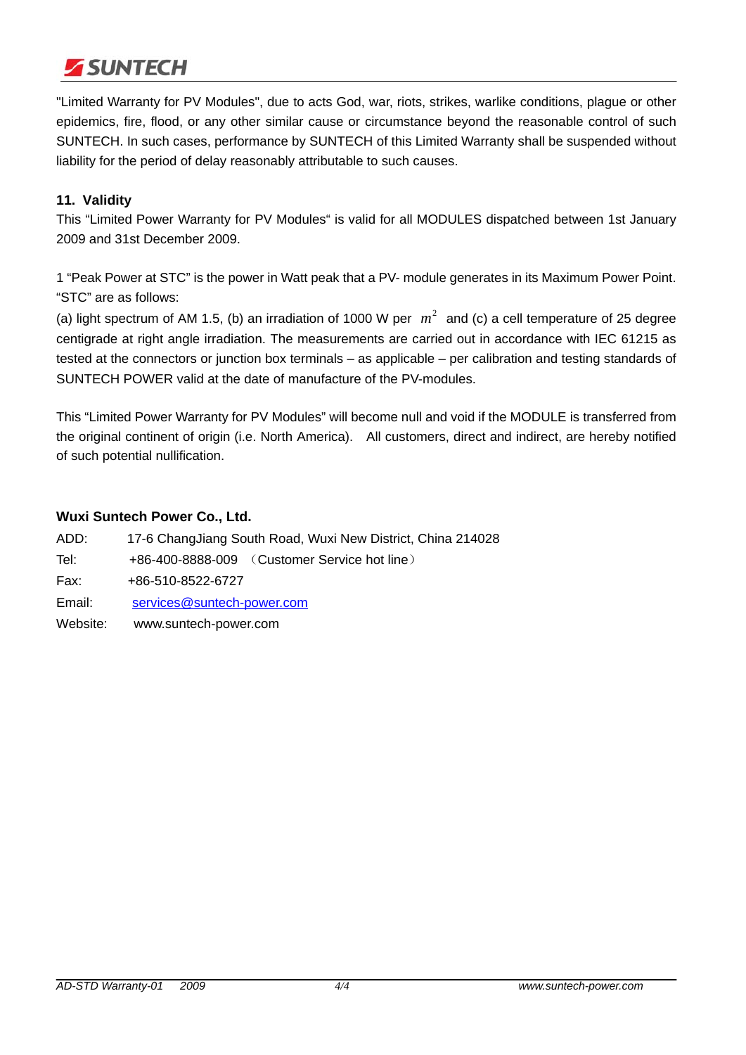"Limited Warranty for PV Modules", due to acts God, war, riots, strikes, warlike conditions, plague or other epidemics, fire, flood, or any other similar cause or circumstance beyond the reasonable control of such SUNTECH. In such cases, performance by SUNTECH of this Limited Warranty shall be suspended without liability for the period of delay reasonably attributable to such causes.

## 11. Validity

This "Limited Power Warranty for PV Modules" is valid for all MODULES dispatched between 1st January 2009 and 31st December 2009.

1 "Peak Power at STC" is the power in Watt peak that a PV- module generates in its Maximum Power Point. "STC" are as follows:
(a) light spectrum of AM 1.5, (b) an irradiation of 1000 W per $m^2$ and (c) a cell temperature of 25 degree centigrade at right angle irradiation. The measurements are carried out in accordance with IEC 61215 as tested at the connectors or junction box terminals – as applicable – per calibration and testing standards of SUNTECH POWER valid at the date of manufacture of the PV-modules.

This "Limited Power Warranty for PV Modules" will become null and void if the MODULE is transferred from the original continent of origin (i.e. North America). All customers, direct and indirect, are hereby notified of such potential nullification.

**Wuxi Suntech Power Co., Ltd.**

ADD: 17-6 ChangJiang South Road, Wuxi New District, China 214028
Tel: +86-400-8888-009 （Customer Service hot line）
Fax: +86-510-8522-6727
Email: services@suntech-power.com
Website: www.suntech-power.com